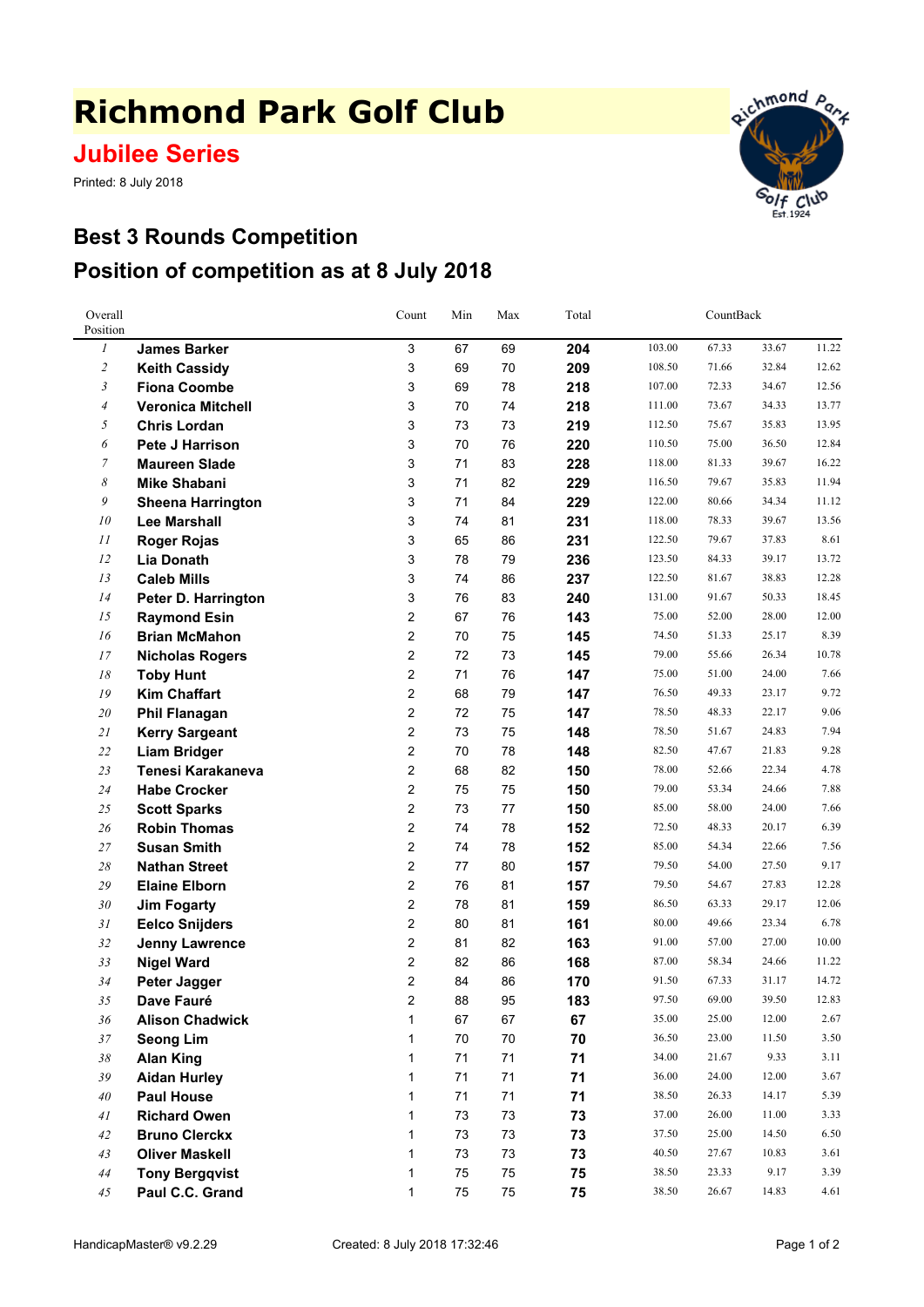# Richmond Park Golf Club

## Jubilee Series

Printed: 8 July 2018

## Best 3 Rounds Competition

## Position of competition as at 8 July 2018

| Overall Position | | Count | Min | Max | Total | CountBack | | | |
|---|---|---|---|---|---|---|---|---|---|
| *1* | **James Barker** | 3 | 67 | 69 | **204** | 103.00 | 67.33 | 33.67 | 11.22 |
| *2* | **Keith Cassidy** | 3 | 69 | 70 | **209** | 108.50 | 71.66 | 32.84 | 12.62 |
| *3* | **Fiona Coombe** | 3 | 69 | 78 | **218** | 107.00 | 72.33 | 34.67 | 12.56 |
| *4* | **Veronica Mitchell** | 3 | 70 | 74 | **218** | 111.00 | 73.67 | 34.33 | 13.77 |
| *5* | **Chris Lordan** | 3 | 73 | 73 | **219** | 112.50 | 75.67 | 35.83 | 13.95 |
| *6* | **Pete J Harrison** | 3 | 70 | 76 | **220** | 110.50 | 75.00 | 36.50 | 12.84 |
| *7* | **Maureen Slade** | 3 | 71 | 83 | **228** | 118.00 | 81.33 | 39.67 | 16.22 |
| *8* | **Mike Shabani** | 3 | 71 | 82 | **229** | 116.50 | 79.67 | 35.83 | 11.94 |
| *9* | **Sheena Harrington** | 3 | 71 | 84 | **229** | 122.00 | 80.66 | 34.34 | 11.12 |
| *10* | **Lee Marshall** | 3 | 74 | 81 | **231** | 118.00 | 78.33 | 39.67 | 13.56 |
| *11* | **Roger Rojas** | 3 | 65 | 86 | **231** | 122.50 | 79.67 | 37.83 | 8.61 |
| *12* | **Lia Donath** | 3 | 78 | 79 | **236** | 123.50 | 84.33 | 39.17 | 13.72 |
| *13* | **Caleb Mills** | 3 | 74 | 86 | **237** | 122.50 | 81.67 | 38.83 | 12.28 |
| *14* | **Peter D. Harrington** | 3 | 76 | 83 | **240** | 131.00 | 91.67 | 50.33 | 18.45 |
| *15* | **Raymond Esin** | 2 | 67 | 76 | **143** | 75.00 | 52.00 | 28.00 | 12.00 |
| *16* | **Brian McMahon** | 2 | 70 | 75 | **145** | 74.50 | 51.33 | 25.17 | 8.39 |
| *17* | **Nicholas Rogers** | 2 | 72 | 73 | **145** | 79.00 | 55.66 | 26.34 | 10.78 |
| *18* | **Toby Hunt** | 2 | 71 | 76 | **147** | 75.00 | 51.00 | 24.00 | 7.66 |
| *19* | **Kim Chaffart** | 2 | 68 | 79 | **147** | 76.50 | 49.33 | 23.17 | 9.72 |
| *20* | **Phil Flanagan** | 2 | 72 | 75 | **147** | 78.50 | 48.33 | 22.17 | 9.06 |
| *21* | **Kerry Sargeant** | 2 | 73 | 75 | **148** | 78.50 | 51.67 | 24.83 | 7.94 |
| *22* | **Liam Bridger** | 2 | 70 | 78 | **148** | 82.50 | 47.67 | 21.83 | 9.28 |
| *23* | **Tenesi Karakaneva** | 2 | 68 | 82 | **150** | 78.00 | 52.66 | 22.34 | 4.78 |
| *24* | **Habe Crocker** | 2 | 75 | 75 | **150** | 79.00 | 53.34 | 24.66 | 7.88 |
| *25* | **Scott Sparks** | 2 | 73 | 77 | **150** | 85.00 | 58.00 | 24.00 | 7.66 |
| *26* | **Robin Thomas** | 2 | 74 | 78 | **152** | 72.50 | 48.33 | 20.17 | 6.39 |
| *27* | **Susan Smith** | 2 | 74 | 78 | **152** | 85.00 | 54.34 | 22.66 | 7.56 |
| *28* | **Nathan Street** | 2 | 77 | 80 | **157** | 79.50 | 54.00 | 27.50 | 9.17 |
| *29* | **Elaine Elborn** | 2 | 76 | 81 | **157** | 79.50 | 54.67 | 27.83 | 12.28 |
| *30* | **Jim Fogarty** | 2 | 78 | 81 | **159** | 86.50 | 63.33 | 29.17 | 12.06 |
| *31* | **Eelco Snijders** | 2 | 80 | 81 | **161** | 80.00 | 49.66 | 23.34 | 6.78 |
| *32* | **Jenny Lawrence** | 2 | 81 | 82 | **163** | 91.00 | 57.00 | 27.00 | 10.00 |
| *33* | **Nigel Ward** | 2 | 82 | 86 | **168** | 87.00 | 58.34 | 24.66 | 11.22 |
| *34* | **Peter Jagger** | 2 | 84 | 86 | **170** | 91.50 | 67.33 | 31.17 | 14.72 |
| *35* | **Dave Fauré** | 2 | 88 | 95 | **183** | 97.50 | 69.00 | 39.50 | 12.83 |
| *36* | **Alison Chadwick** | 1 | 67 | 67 | **67** | 35.00 | 25.00 | 12.00 | 2.67 |
| *37* | **Seong Lim** | 1 | 70 | 70 | **70** | 36.50 | 23.00 | 11.50 | 3.50 |
| *38* | **Alan King** | 1 | 71 | 71 | **71** | 34.00 | 21.67 | 9.33 | 3.11 |
| *39* | **Aidan Hurley** | 1 | 71 | 71 | **71** | 36.00 | 24.00 | 12.00 | 3.67 |
| *40* | **Paul House** | 1 | 71 | 71 | **71** | 38.50 | 26.33 | 14.17 | 5.39 |
| *41* | **Richard Owen** | 1 | 73 | 73 | **73** | 37.00 | 26.00 | 11.00 | 3.33 |
| *42* | **Bruno Clerckx** | 1 | 73 | 73 | **73** | 37.50 | 25.00 | 14.50 | 6.50 |
| *43* | **Oliver Maskell** | 1 | 73 | 73 | **73** | 40.50 | 27.67 | 10.83 | 3.61 |
| *44* | **Tony Bergqvist** | 1 | 75 | 75 | **75** | 38.50 | 23.33 | 9.17 | 3.39 |
| *45* | **Paul C.C. Grand** | 1 | 75 | 75 | **75** | 38.50 | 26.67 | 14.83 | 4.61 |

HandicapMaster® v9.2.29 Created: 8 July 2018 17:32:46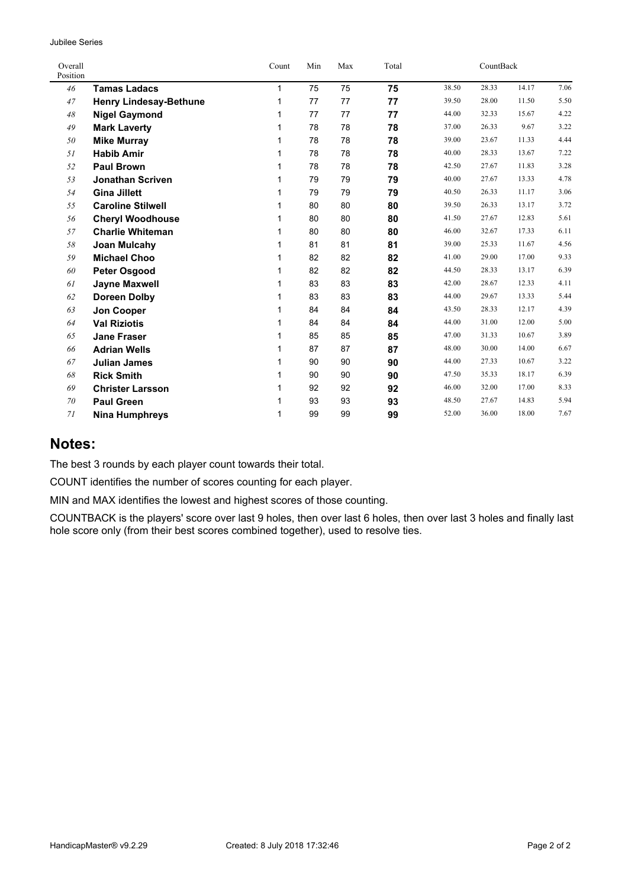| Overall Position | | Count | Min | Max | Total | CountBack | | | |
|---|---|---|---|---|---|---|---|---|---|
| 46 | **Tamas Ladacs** | 1 | 75 | 75 | **75** | 38.50 | 28.33 | 14.17 | 7.06 |
| 47 | **Henry Lindesay-Bethune** | 1 | 77 | 77 | **77** | 39.50 | 28.00 | 11.50 | 5.50 |
| 48 | **Nigel Gaymond** | 1 | 77 | 77 | **77** | 44.00 | 32.33 | 15.67 | 4.22 |
| 49 | **Mark Laverty** | 1 | 78 | 78 | **78** | 37.00 | 26.33 | 9.67 | 3.22 |
| 50 | **Mike Murray** | 1 | 78 | 78 | **78** | 39.00 | 23.67 | 11.33 | 4.44 |
| 51 | **Habib Amir** | 1 | 78 | 78 | **78** | 40.00 | 28.33 | 13.67 | 7.22 |
| 52 | **Paul Brown** | 1 | 78 | 78 | **78** | 42.50 | 27.67 | 11.83 | 3.28 |
| 53 | **Jonathan Scriven** | 1 | 79 | 79 | **79** | 40.00 | 27.67 | 13.33 | 4.78 |
| 54 | **Gina Jillett** | 1 | 79 | 79 | **79** | 40.50 | 26.33 | 11.17 | 3.06 |
| 55 | **Caroline Stilwell** | 1 | 80 | 80 | **80** | 39.50 | 26.33 | 13.17 | 3.72 |
| 56 | **Cheryl Woodhouse** | 1 | 80 | 80 | **80** | 41.50 | 27.67 | 12.83 | 5.61 |
| 57 | **Charlie Whiteman** | 1 | 80 | 80 | **80** | 46.00 | 32.67 | 17.33 | 6.11 |
| 58 | **Joan Mulcahy** | 1 | 81 | 81 | **81** | 39.00 | 25.33 | 11.67 | 4.56 |
| 59 | **Michael Choo** | 1 | 82 | 82 | **82** | 41.00 | 29.00 | 17.00 | 9.33 |
| 60 | **Peter Osgood** | 1 | 82 | 82 | **82** | 44.50 | 28.33 | 13.17 | 6.39 |
| 61 | **Jayne Maxwell** | 1 | 83 | 83 | **83** | 42.00 | 28.67 | 12.33 | 4.11 |
| 62 | **Doreen Dolby** | 1 | 83 | 83 | **83** | 44.00 | 29.67 | 13.33 | 5.44 |
| 63 | **Jon Cooper** | 1 | 84 | 84 | **84** | 43.50 | 28.33 | 12.17 | 4.39 |
| 64 | **Val Riziotis** | 1 | 84 | 84 | **84** | 44.00 | 31.00 | 12.00 | 5.00 |
| 65 | **Jane Fraser** | 1 | 85 | 85 | **85** | 47.00 | 31.33 | 10.67 | 3.89 |
| 66 | **Adrian Wells** | 1 | 87 | 87 | **87** | 48.00 | 30.00 | 14.00 | 6.67 |
| 67 | **Julian James** | 1 | 90 | 90 | **90** | 44.00 | 27.33 | 10.67 | 3.22 |
| 68 | **Rick Smith** | 1 | 90 | 90 | **90** | 47.50 | 35.33 | 18.17 | 6.39 |
| 69 | **Christer Larsson** | 1 | 92 | 92 | **92** | 46.00 | 32.00 | 17.00 | 8.33 |
| 70 | **Paul Green** | 1 | 93 | 93 | **93** | 48.50 | 27.67 | 14.83 | 5.94 |
| 71 | **Nina Humphreys** | 1 | 99 | 99 | **99** | 52.00 | 36.00 | 18.00 | 7.67 |

## Notes:

The best 3 rounds by each player count towards their total.

COUNT identifies the number of scores counting for each player.

MIN and MAX identifies the lowest and highest scores of those counting.

COUNTBACK is the players' score over last 9 holes, then over last 6 holes, then over last 3 holes and finally last hole score only (from their best scores combined together), used to resolve ties.